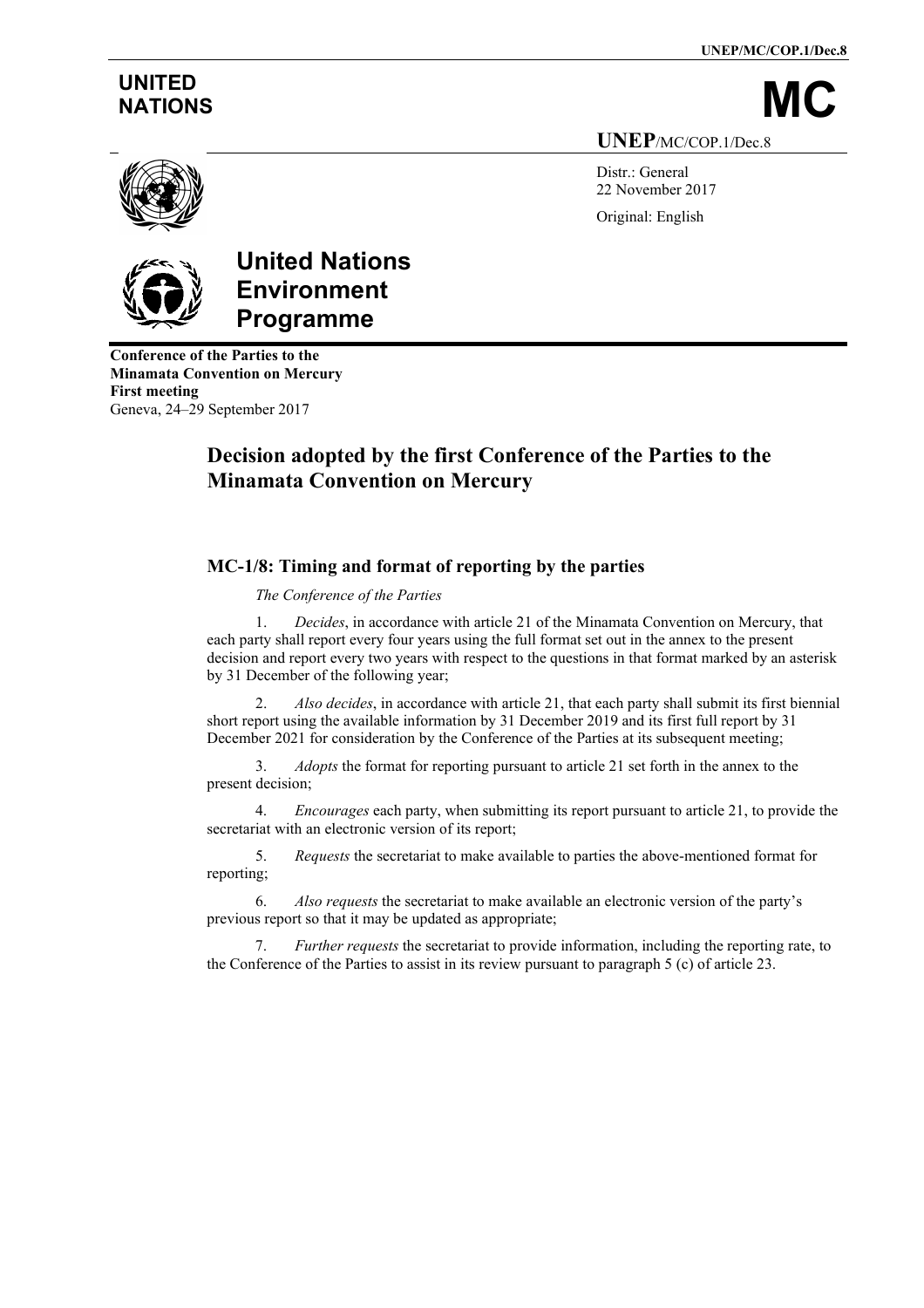UNITED NATIONS

# MC

UNEP/MC/COP.1/Dec.8

Distr.: General
22 November 2017

Original: English

**United Nations Environment Programme**

**Conference of the Parties to the Minamata Convention on Mercury**
**First meeting**
Geneva, 24–29 September 2017

# Decision adopted by the first Conference of the Parties to the Minamata Convention on Mercury

## MC-1/8: Timing and format of reporting by the parties

*The Conference of the Parties*

1. *Decides*, in accordance with article 21 of the Minamata Convention on Mercury, that each party shall report every four years using the full format set out in the annex to the present decision and report every two years with respect to the questions in that format marked by an asterisk by 31 December of the following year;

2. *Also decides*, in accordance with article 21, that each party shall submit its first biennial short report using the available information by 31 December 2019 and its first full report by 31 December 2021 for consideration by the Conference of the Parties at its subsequent meeting;

3. *Adopts* the format for reporting pursuant to article 21 set forth in the annex to the present decision;

4. *Encourages* each party, when submitting its report pursuant to article 21, to provide the secretariat with an electronic version of its report;

5. *Requests* the secretariat to make available to parties the above-mentioned format for reporting;

6. *Also requests* the secretariat to make available an electronic version of the party's previous report so that it may be updated as appropriate;

7. *Further requests* the secretariat to provide information, including the reporting rate, to the Conference of the Parties to assist in its review pursuant to paragraph 5 (c) of article 23.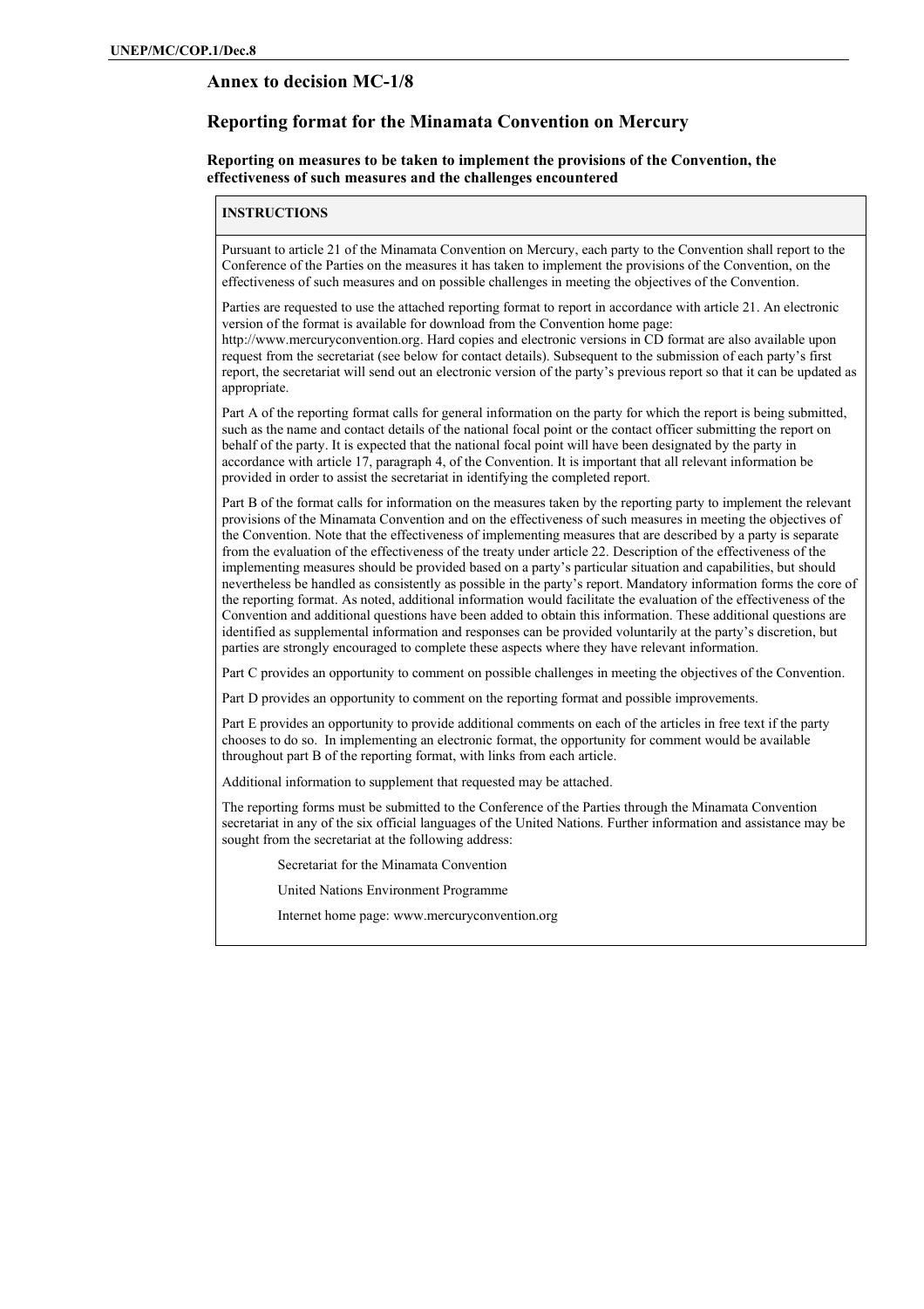## Annex to decision MC-1/8

## Reporting format for the Minamata Convention on Mercury

**Reporting on measures to be taken to implement the provisions of the Convention, the effectiveness of such measures and the challenges encountered**

| **INSTRUCTIONS** |
|---|
| Pursuant to article 21 of the Minamata Convention on Mercury, each party to the Convention shall report to the Conference of the Parties on the measures it has taken to implement the provisions of the Convention, on the effectiveness of such measures and on possible challenges in meeting the objectives of the Convention.<br><br>Parties are requested to use the attached reporting format to report in accordance with article 21. An electronic version of the format is available for download from the Convention home page: http://www.mercuryconvention.org. Hard copies and electronic versions in CD format are also available upon request from the secretariat (see below for contact details). Subsequent to the submission of each party's first report, the secretariat will send out an electronic version of the party's previous report so that it can be updated as appropriate.<br><br>Part A of the reporting format calls for general information on the party for which the report is being submitted, such as the name and contact details of the national focal point or the contact officer submitting the report on behalf of the party. It is expected that the national focal point will have been designated by the party in accordance with article 17, paragraph 4, of the Convention. It is important that all relevant information be provided in order to assist the secretariat in identifying the completed report.<br><br>Part B of the format calls for information on the measures taken by the reporting party to implement the relevant provisions of the Minamata Convention and on the effectiveness of such measures in meeting the objectives of the Convention. Note that the effectiveness of implementing measures that are described by a party is separate from the evaluation of the effectiveness of the treaty under article 22. Description of the effectiveness of the implementing measures should be provided based on a party's particular situation and capabilities, but should nevertheless be handled as consistently as possible in the party's report. Mandatory information forms the core of the reporting format. As noted, additional information would facilitate the evaluation of the effectiveness of the Convention and additional questions have been added to obtain this information. These additional questions are identified as supplemental information and responses can be provided voluntarily at the party's discretion, but parties are strongly encouraged to complete these aspects where they have relevant information.<br><br>Part C provides an opportunity to comment on possible challenges in meeting the objectives of the Convention.<br><br>Part D provides an opportunity to comment on the reporting format and possible improvements.<br><br>Part E provides an opportunity to provide additional comments on each of the articles in free text if the party chooses to do so. In implementing an electronic format, the opportunity for comment would be available throughout part B of the reporting format, with links from each article.<br><br>Additional information to supplement that requested may be attached.<br><br>The reporting forms must be submitted to the Conference of the Parties through the Minamata Convention secretariat in any of the six official languages of the United Nations. Further information and assistance may be sought from the secretariat at the following address:<br><br>Secretariat for the Minamata Convention<br><br>United Nations Environment Programme<br><br>Internet home page: www.mercuryconvention.org |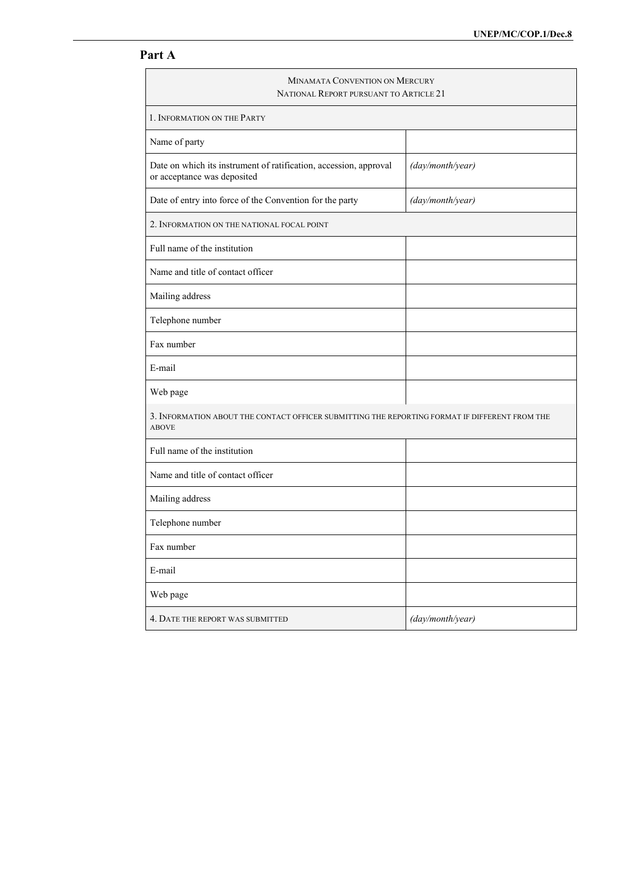## Part A

| Minamata Convention on Mercury<br>National Report pursuant to Article 21 | |
|---|---|
| 1. Information on the Party | |
| Name of party | |
| Date on which its instrument of ratification, accession, approval or acceptance was deposited | *(day/month/year)* |
| Date of entry into force of the Convention for the party | *(day/month/year)* |
| 2. Information on the national focal point | |
| Full name of the institution | |
| Name and title of contact officer | |
| Mailing address | |
| Telephone number | |
| Fax number | |
| E-mail | |
| Web page | |
| 3. Information about the contact officer submitting the reporting format if different from the above | |
| Full name of the institution | |
| Name and title of contact officer | |
| Mailing address | |
| Telephone number | |
| Fax number | |
| E-mail | |
| Web page | |
| 4. Date the report was submitted | *(day/month/year)* |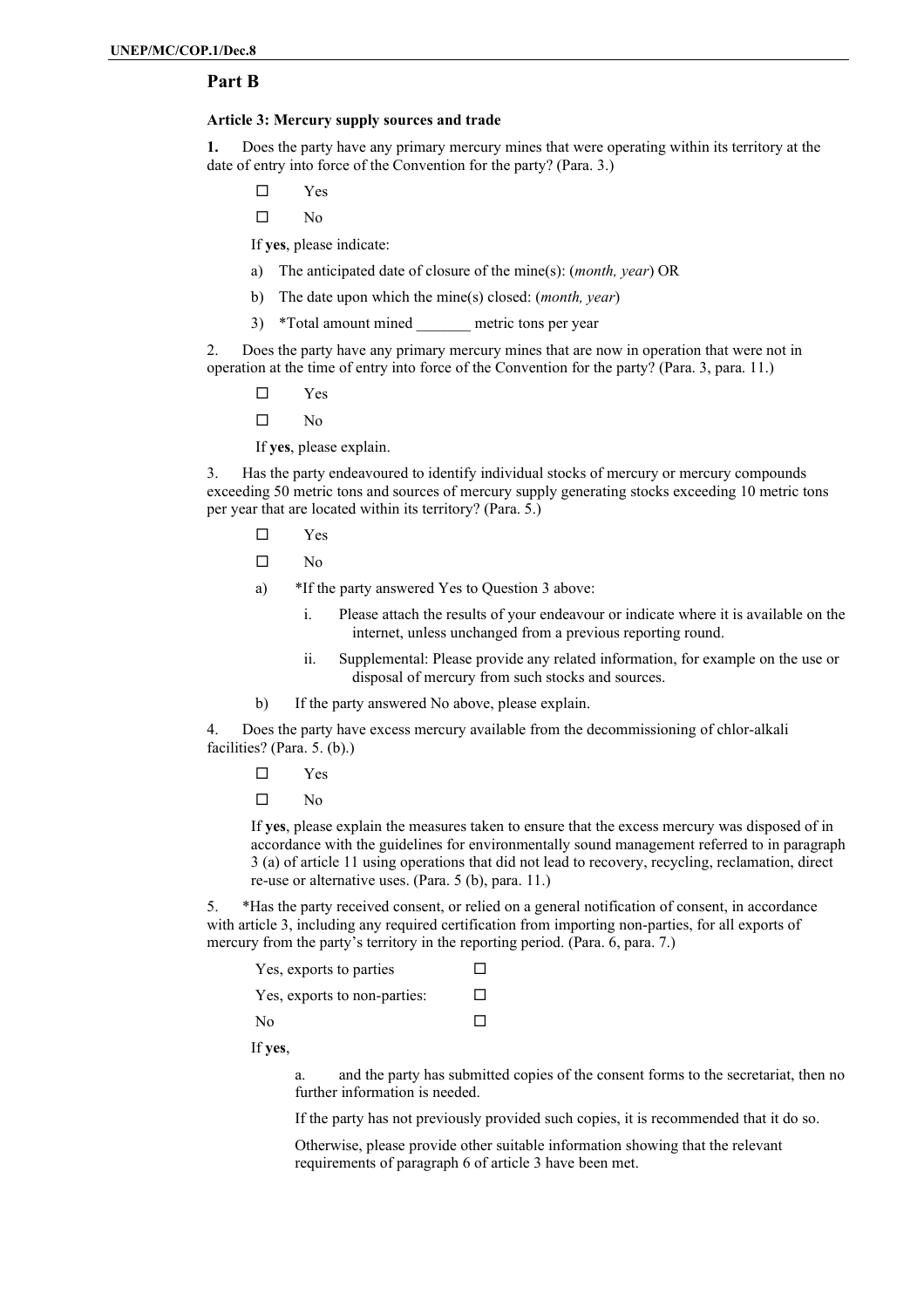## Part B

**Article 3: Mercury supply sources and trade**

**1.** Does the party have any primary mercury mines that were operating within its territory at the date of entry into force of the Convention for the party? (Para. 3.)

- ☐ Yes
- ☐ No

If **yes**, please indicate:

a) The anticipated date of closure of the mine(s): (*month, year*) OR

b) The date upon which the mine(s) closed: (*month, year*)

3) *Total amount mined _______ metric tons per year

2. Does the party have any primary mercury mines that are now in operation that were not in operation at the time of entry into force of the Convention for the party? (Para. 3, para. 11.)

- ☐ Yes
- ☐ No

If **yes**, please explain.

3. Has the party endeavoured to identify individual stocks of mercury or mercury compounds exceeding 50 metric tons and sources of mercury supply generating stocks exceeding 10 metric tons per year that are located within its territory? (Para. 5.)

- ☐ Yes
- ☐ No

a) *If the party answered Yes to Question 3 above:

   i. Please attach the results of your endeavour or indicate where it is available on the internet, unless unchanged from a previous reporting round.

   ii. Supplemental: Please provide any related information, for example on the use or disposal of mercury from such stocks and sources.

b) If the party answered No above, please explain.

4. Does the party have excess mercury available from the decommissioning of chlor-alkali facilities? (Para. 5. (b).)

- ☐ Yes
- ☐ No

If **yes**, please explain the measures taken to ensure that the excess mercury was disposed of in accordance with the guidelines for environmentally sound management referred to in paragraph 3 (a) of article 11 using operations that did not lead to recovery, recycling, reclamation, direct re-use or alternative uses. (Para. 5 (b), para. 11.)

5. *Has the party received consent, or relied on a general notification of consent, in accordance with article 3, including any required certification from importing non-parties, for all exports of mercury from the party's territory in the reporting period. (Para. 6, para. 7.)

| | |
|---|---|
| Yes, exports to parties | ☐ |
| Yes, exports to non-parties: | ☐ |
| No | ☐ |

If **yes**,

a. and the party has submitted copies of the consent forms to the secretariat, then no further information is needed.

If the party has not previously provided such copies, it is recommended that it do so.

Otherwise, please provide other suitable information showing that the relevant requirements of paragraph 6 of article 3 have been met.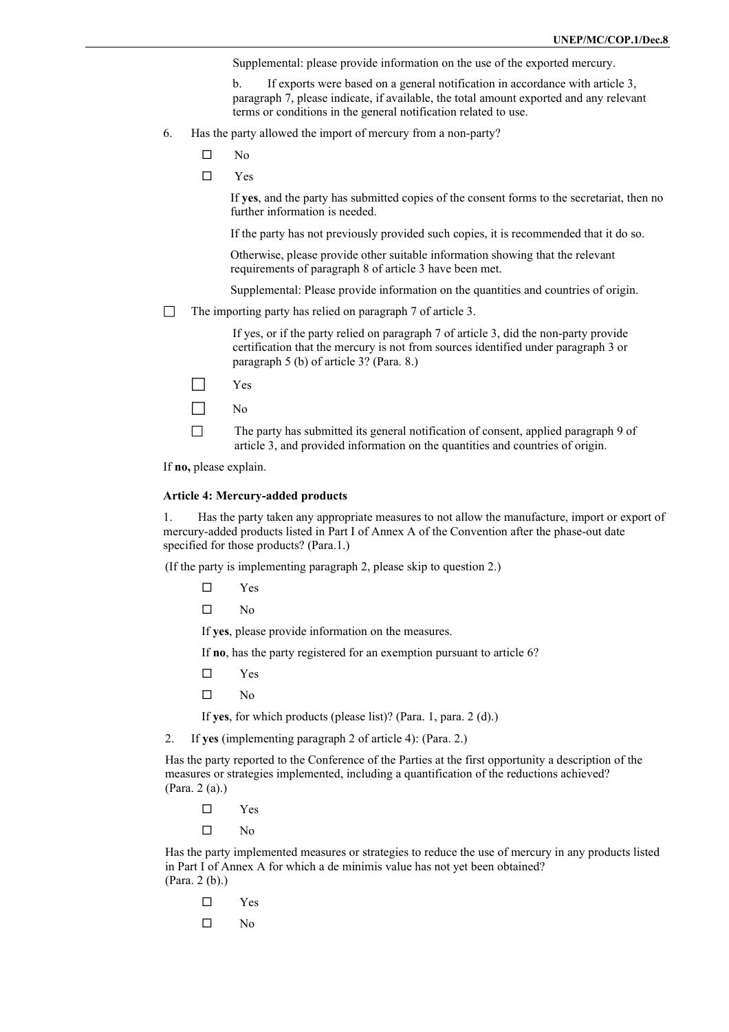Supplemental: please provide information on the use of the exported mercury.

b. If exports were based on a general notification in accordance with article 3, paragraph 7, please indicate, if available, the total amount exported and any relevant terms or conditions in the general notification related to use.

6. Has the party allowed the import of mercury from a non-party?

☐ No

☐ Yes

If **yes**, and the party has submitted copies of the consent forms to the secretariat, then no further information is needed.

If the party has not previously provided such copies, it is recommended that it do so.

Otherwise, please provide other suitable information showing that the relevant requirements of paragraph 8 of article 3 have been met.

Supplemental: Please provide information on the quantities and countries of origin.

☐ The importing party has relied on paragraph 7 of article 3.

If yes, or if the party relied on paragraph 7 of article 3, did the non-party provide certification that the mercury is not from sources identified under paragraph 3 or paragraph 5 (b) of article 3? (Para. 8.)

☐ Yes

☐ No

☐ The party has submitted its general notification of consent, applied paragraph 9 of article 3, and provided information on the quantities and countries of origin.

If **no,** please explain.

**Article 4: Mercury-added products**

1. Has the party taken any appropriate measures to not allow the manufacture, import or export of mercury-added products listed in Part I of Annex A of the Convention after the phase-out date specified for those products? (Para.1.)

(If the party is implementing paragraph 2, please skip to question 2.)

☐ Yes

☐ No

If **yes**, please provide information on the measures.

If **no**, has the party registered for an exemption pursuant to article 6?

☐ Yes

☐ No

If **yes**, for which products (please list)? (Para. 1, para. 2 (d).)

2. If **yes** (implementing paragraph 2 of article 4): (Para. 2.)

Has the party reported to the Conference of the Parties at the first opportunity a description of the measures or strategies implemented, including a quantification of the reductions achieved? (Para. 2 (a).)

☐ Yes

☐ No

Has the party implemented measures or strategies to reduce the use of mercury in any products listed in Part I of Annex A for which a de minimis value has not yet been obtained? (Para. 2 (b).)

☐ Yes

☐ No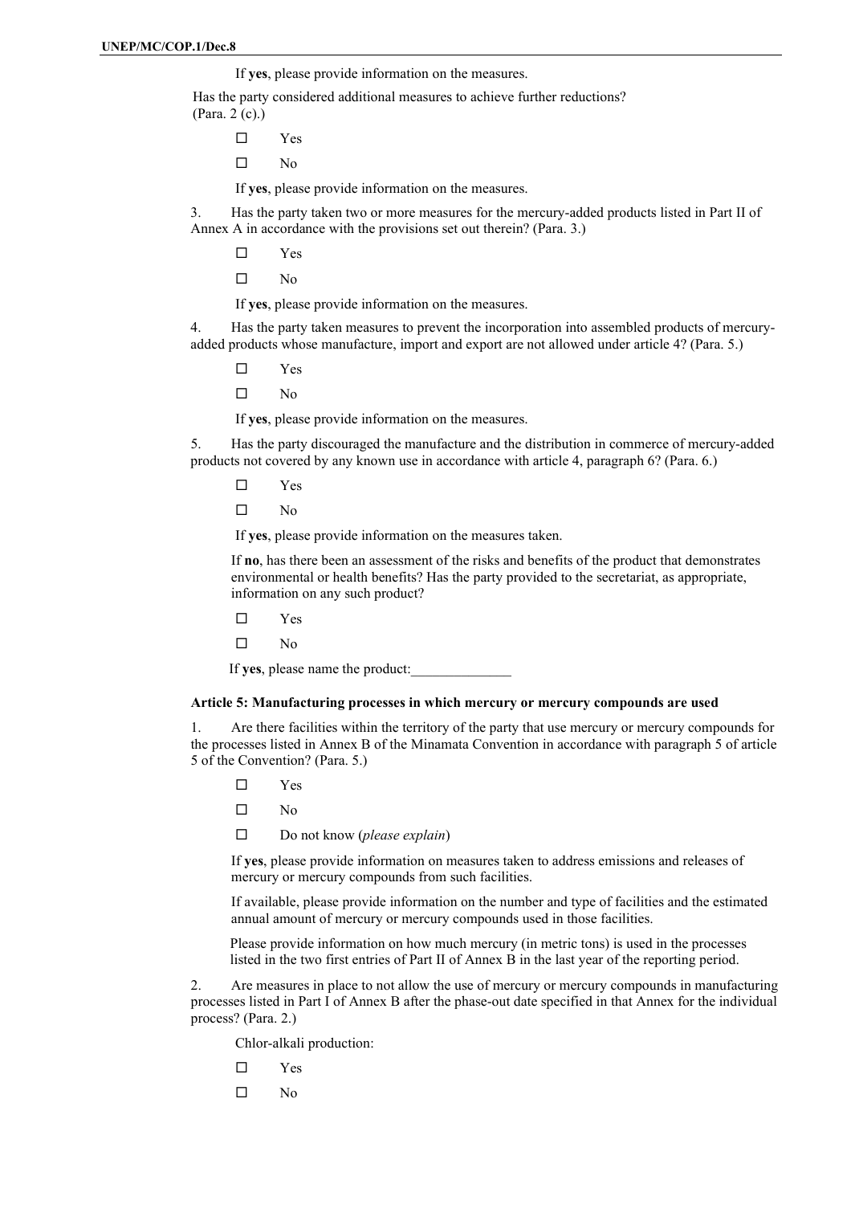If **yes**, please provide information on the measures.

Has the party considered additional measures to achieve further reductions? (Para. 2 (c).)

- ☐ Yes
- ☐ No

If **yes**, please provide information on the measures.

3. Has the party taken two or more measures for the mercury-added products listed in Part II of Annex A in accordance with the provisions set out therein? (Para. 3.)

- ☐ Yes
- ☐ No

If **yes**, please provide information on the measures.

4. Has the party taken measures to prevent the incorporation into assembled products of mercury-added products whose manufacture, import and export are not allowed under article 4? (Para. 5.)

- ☐ Yes
- ☐ No

If **yes**, please provide information on the measures.

5. Has the party discouraged the manufacture and the distribution in commerce of mercury-added products not covered by any known use in accordance with article 4, paragraph 6? (Para. 6.)

- ☐ Yes
- ☐ No

If **yes**, please provide information on the measures taken.

If **no**, has there been an assessment of the risks and benefits of the product that demonstrates environmental or health benefits? Has the party provided to the secretariat, as appropriate, information on any such product?

- ☐ Yes
- ☐ No

If **yes**, please name the product:______________

**Article 5: Manufacturing processes in which mercury or mercury compounds are used**

1. Are there facilities within the territory of the party that use mercury or mercury compounds for the processes listed in Annex B of the Minamata Convention in accordance with paragraph 5 of article 5 of the Convention? (Para. 5.)

- ☐ Yes
- ☐ No
- ☐ Do not know (*please explain*)

If **yes**, please provide information on measures taken to address emissions and releases of mercury or mercury compounds from such facilities.

If available, please provide information on the number and type of facilities and the estimated annual amount of mercury or mercury compounds used in those facilities.

Please provide information on how much mercury (in metric tons) is used in the processes listed in the two first entries of Part II of Annex B in the last year of the reporting period.

2. Are measures in place to not allow the use of mercury or mercury compounds in manufacturing processes listed in Part I of Annex B after the phase-out date specified in that Annex for the individual process? (Para. 2.)

Chlor-alkali production:

- ☐ Yes
- ☐ No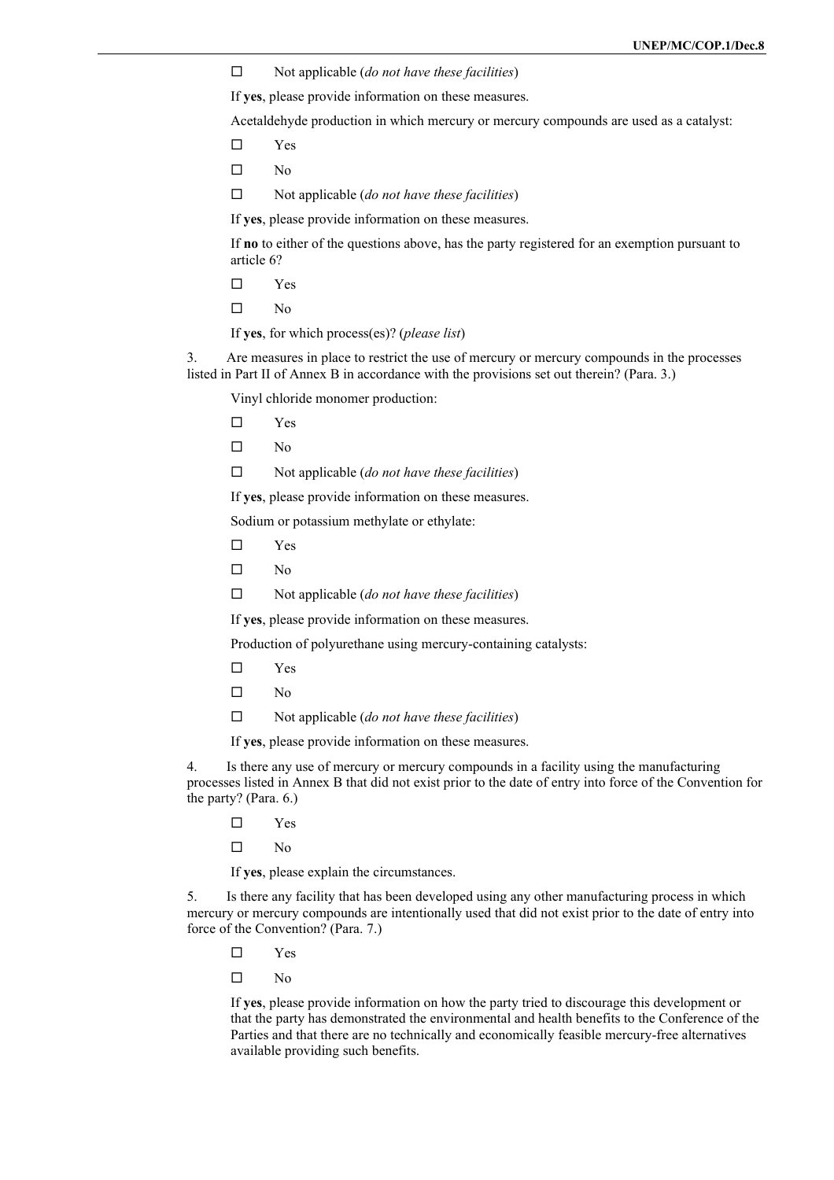☐ Not applicable (*do not have these facilities*)

If **yes**, please provide information on these measures.

Acetaldehyde production in which mercury or mercury compounds are used as a catalyst:

☐ Yes

☐ No

☐ Not applicable (*do not have these facilities*)

If **yes**, please provide information on these measures.

If **no** to either of the questions above, has the party registered for an exemption pursuant to article 6?

☐ Yes

☐ No

If **yes**, for which process(es)? (*please list*)

3. Are measures in place to restrict the use of mercury or mercury compounds in the processes listed in Part II of Annex B in accordance with the provisions set out therein? (Para. 3.)

Vinyl chloride monomer production:

☐ Yes

☐ No

☐ Not applicable (*do not have these facilities*)

If **yes**, please provide information on these measures.

Sodium or potassium methylate or ethylate:

☐ Yes

☐ No

☐ Not applicable (*do not have these facilities*)

If **yes**, please provide information on these measures.

Production of polyurethane using mercury-containing catalysts:

☐ Yes

☐ No

☐ Not applicable (*do not have these facilities*)

If **yes**, please provide information on these measures.

4. Is there any use of mercury or mercury compounds in a facility using the manufacturing processes listed in Annex B that did not exist prior to the date of entry into force of the Convention for the party? (Para. 6.)

☐ Yes

☐ No

If **yes**, please explain the circumstances.

5. Is there any facility that has been developed using any other manufacturing process in which mercury or mercury compounds are intentionally used that did not exist prior to the date of entry into force of the Convention? (Para. 7.)

☐ Yes

☐ No

If **yes**, please provide information on how the party tried to discourage this development or that the party has demonstrated the environmental and health benefits to the Conference of the Parties and that there are no technically and economically feasible mercury-free alternatives available providing such benefits.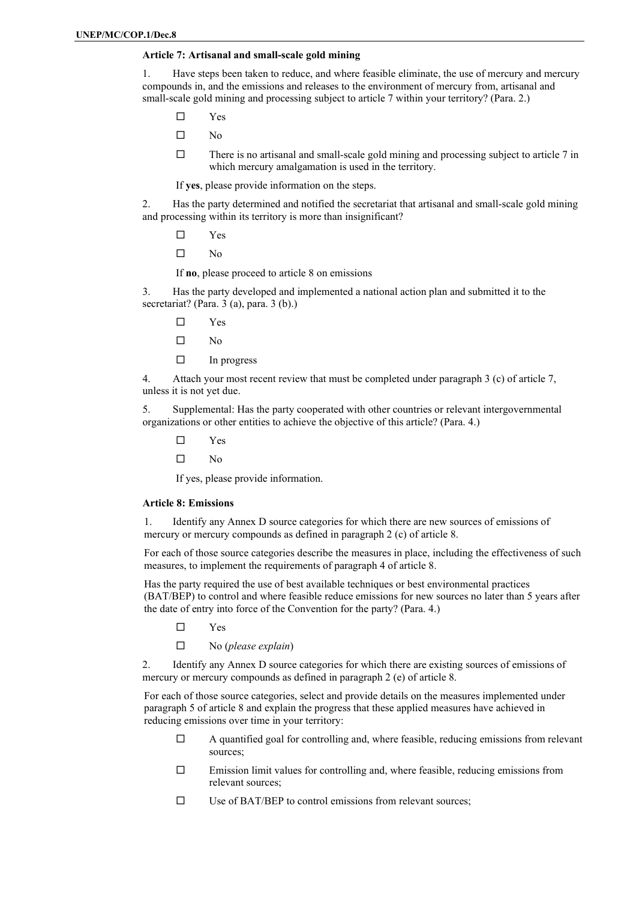### Article 7: Artisanal and small-scale gold mining

1. Have steps been taken to reduce, and where feasible eliminate, the use of mercury and mercury compounds in, and the emissions and releases to the environment of mercury from, artisanal and small-scale gold mining and processing subject to article 7 within your territory? (Para. 2.)

- ☐ Yes
- ☐ No
- ☐ There is no artisanal and small-scale gold mining and processing subject to article 7 in which mercury amalgamation is used in the territory.

If **yes**, please provide information on the steps.

2. Has the party determined and notified the secretariat that artisanal and small-scale gold mining and processing within its territory is more than insignificant?

- ☐ Yes
- ☐ No

If **no**, please proceed to article 8 on emissions

3. Has the party developed and implemented a national action plan and submitted it to the secretariat? (Para. 3 (a), para. 3 (b).)

- ☐ Yes
- ☐ No
- ☐ In progress

4. Attach your most recent review that must be completed under paragraph 3 (c) of article 7, unless it is not yet due.

5. Supplemental: Has the party cooperated with other countries or relevant intergovernmental organizations or other entities to achieve the objective of this article? (Para. 4.)

- ☐ Yes
- ☐ No

If yes, please provide information.

### Article 8: Emissions

1. Identify any Annex D source categories for which there are new sources of emissions of mercury or mercury compounds as defined in paragraph 2 (c) of article 8.

For each of those source categories describe the measures in place, including the effectiveness of such measures, to implement the requirements of paragraph 4 of article 8.

Has the party required the use of best available techniques or best environmental practices (BAT/BEP) to control and where feasible reduce emissions for new sources no later than 5 years after the date of entry into force of the Convention for the party? (Para. 4.)

- ☐ Yes
- ☐ No (*please explain*)

2. Identify any Annex D source categories for which there are existing sources of emissions of mercury or mercury compounds as defined in paragraph 2 (e) of article 8.

For each of those source categories, select and provide details on the measures implemented under paragraph 5 of article 8 and explain the progress that these applied measures have achieved in reducing emissions over time in your territory:

- ☐ A quantified goal for controlling and, where feasible, reducing emissions from relevant sources;
- ☐ Emission limit values for controlling and, where feasible, reducing emissions from relevant sources;
- ☐ Use of BAT/BEP to control emissions from relevant sources;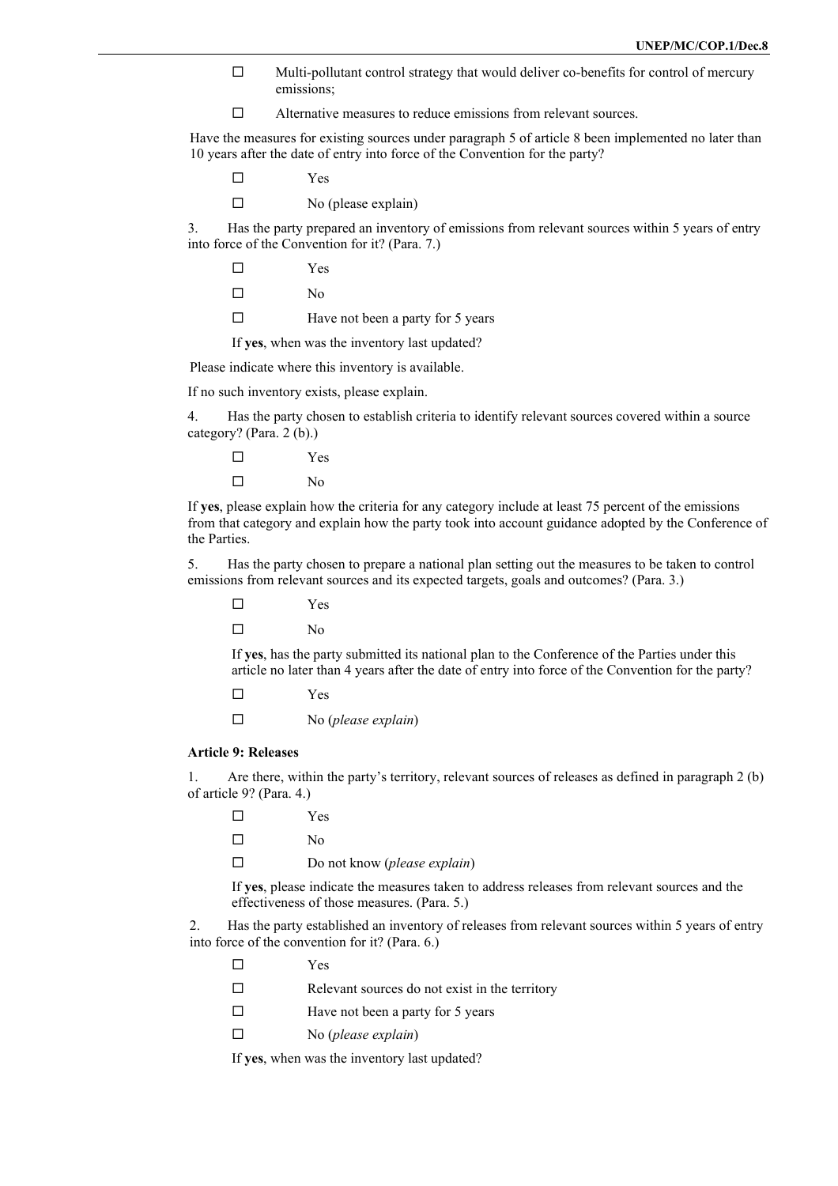- ☐ Multi-pollutant control strategy that would deliver co-benefits for control of mercury emissions;
- ☐ Alternative measures to reduce emissions from relevant sources.

Have the measures for existing sources under paragraph 5 of article 8 been implemented no later than 10 years after the date of entry into force of the Convention for the party?

- ☐ Yes
- ☐ No (please explain)

3. Has the party prepared an inventory of emissions from relevant sources within 5 years of entry into force of the Convention for it? (Para. 7.)

- ☐ Yes
- ☐ No
- ☐ Have not been a party for 5 years

If **yes**, when was the inventory last updated?

Please indicate where this inventory is available.

If no such inventory exists, please explain.

4. Has the party chosen to establish criteria to identify relevant sources covered within a source category? (Para. 2 (b).)

- ☐ Yes
- ☐ No

If **yes**, please explain how the criteria for any category include at least 75 percent of the emissions from that category and explain how the party took into account guidance adopted by the Conference of the Parties.

5. Has the party chosen to prepare a national plan setting out the measures to be taken to control emissions from relevant sources and its expected targets, goals and outcomes? (Para. 3.)

- ☐ Yes
- ☐ No

If **yes**, has the party submitted its national plan to the Conference of the Parties under this article no later than 4 years after the date of entry into force of the Convention for the party?

- ☐ Yes
- ☐ No (*please explain*)

**Article 9: Releases**

1. Are there, within the party's territory, relevant sources of releases as defined in paragraph 2 (b) of article 9? (Para. 4.)

- ☐ Yes
- ☐ No
- ☐ Do not know (*please explain*)

If **yes**, please indicate the measures taken to address releases from relevant sources and the effectiveness of those measures. (Para. 5.)

2. Has the party established an inventory of releases from relevant sources within 5 years of entry into force of the convention for it? (Para. 6.)

- ☐ Yes
- ☐ Relevant sources do not exist in the territory
- ☐ Have not been a party for 5 years
- ☐ No (*please explain*)

If **yes**, when was the inventory last updated?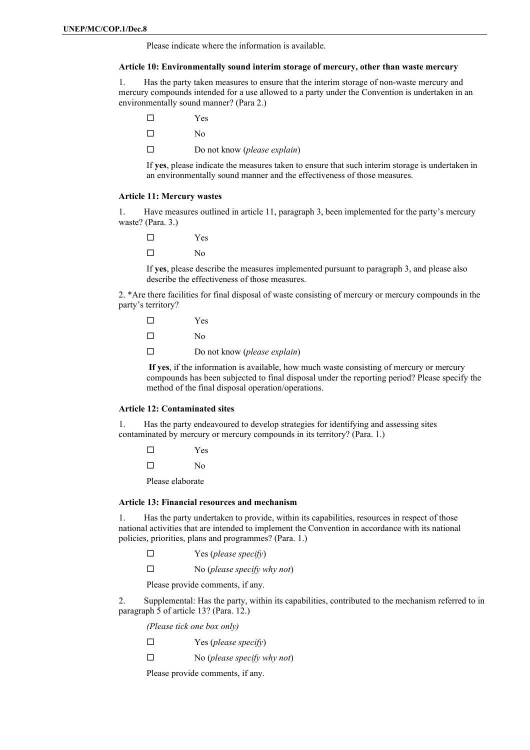Please indicate where the information is available.

**Article 10: Environmentally sound interim storage of mercury, other than waste mercury**

1. Has the party taken measures to ensure that the interim storage of non-waste mercury and mercury compounds intended for a use allowed to a party under the Convention is undertaken in an environmentally sound manner? (Para 2.)

☐ Yes

☐ No

☐ Do not know (*please explain*)

If **yes**, please indicate the measures taken to ensure that such interim storage is undertaken in an environmentally sound manner and the effectiveness of those measures.

**Article 11: Mercury wastes**

1. Have measures outlined in article 11, paragraph 3, been implemented for the party's mercury waste? (Para. 3.)

☐ Yes

☐ No

If **yes**, please describe the measures implemented pursuant to paragraph 3, and please also describe the effectiveness of those measures.

2. *Are there facilities for final disposal of waste consisting of mercury or mercury compounds in the party's territory?

☐ Yes

☐ No

☐ Do not know (*please explain*)

**If yes**, if the information is available, how much waste consisting of mercury or mercury compounds has been subjected to final disposal under the reporting period? Please specify the method of the final disposal operation/operations.

**Article 12: Contaminated sites**

1. Has the party endeavoured to develop strategies for identifying and assessing sites contaminated by mercury or mercury compounds in its territory? (Para. 1.)

☐ Yes

☐ No

Please elaborate

**Article 13: Financial resources and mechanism**

1. Has the party undertaken to provide, within its capabilities, resources in respect of those national activities that are intended to implement the Convention in accordance with its national policies, priorities, plans and programmes? (Para. 1.)

☐ Yes (*please specify*)

☐ No (*please specify why not*)

Please provide comments, if any.

2. Supplemental: Has the party, within its capabilities, contributed to the mechanism referred to in paragraph 5 of article 13? (Para. 12.)

*(Please tick one box only)*

☐ Yes (*please specify*)

☐ No (*please specify why not*)

Please provide comments, if any.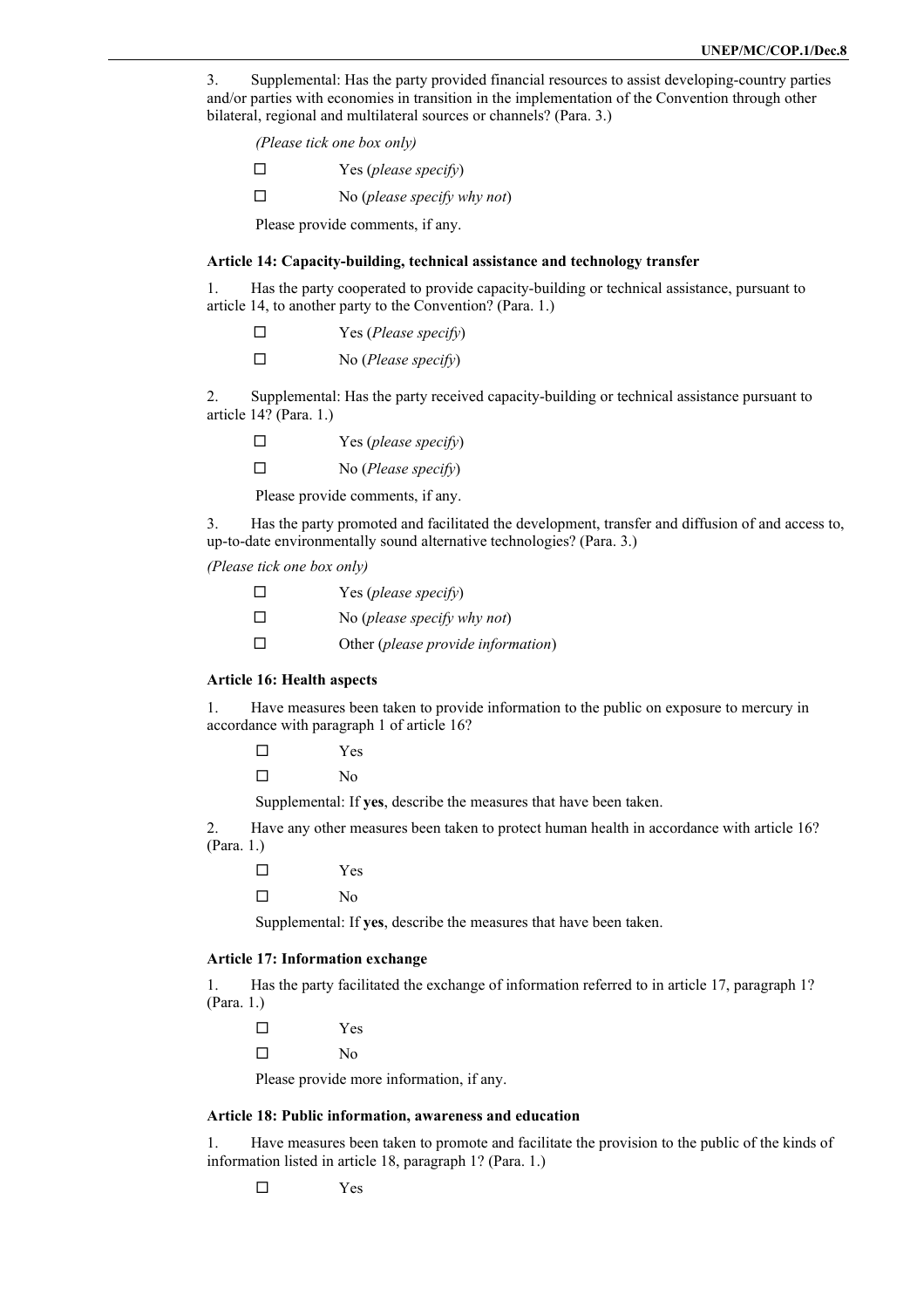3. Supplemental: Has the party provided financial resources to assist developing-country parties and/or parties with economies in transition in the implementation of the Convention through other bilateral, regional and multilateral sources or channels? (Para. 3.)

*(Please tick one box only)*

☐ Yes (*please specify*)

☐ No (*please specify why not*)

Please provide comments, if any.

**Article 14: Capacity-building, technical assistance and technology transfer**

1. Has the party cooperated to provide capacity-building or technical assistance, pursuant to article 14, to another party to the Convention? (Para. 1.)

☐ Yes (*Please specify*)

☐ No (*Please specify*)

2. Supplemental: Has the party received capacity-building or technical assistance pursuant to article 14? (Para. 1.)

☐ Yes (*please specify*)

☐ No (*Please specify*)

Please provide comments, if any.

3. Has the party promoted and facilitated the development, transfer and diffusion of and access to, up-to-date environmentally sound alternative technologies? (Para. 3.)

*(Please tick one box only)*

☐ Yes (*please specify*)

☐ No (*please specify why not*)

☐ Other (*please provide information*)

**Article 16: Health aspects**

1. Have measures been taken to provide information to the public on exposure to mercury in accordance with paragraph 1 of article 16?

☐ Yes

☐ No

Supplemental: If **yes**, describe the measures that have been taken.

2. Have any other measures been taken to protect human health in accordance with article 16? (Para. 1.)

☐ Yes

☐ No

Supplemental: If **yes**, describe the measures that have been taken.

**Article 17: Information exchange**

1. Has the party facilitated the exchange of information referred to in article 17, paragraph 1? (Para. 1.)

☐ Yes

☐ No

Please provide more information, if any.

**Article 18: Public information, awareness and education**

1. Have measures been taken to promote and facilitate the provision to the public of the kinds of information listed in article 18, paragraph 1? (Para. 1.)

☐ Yes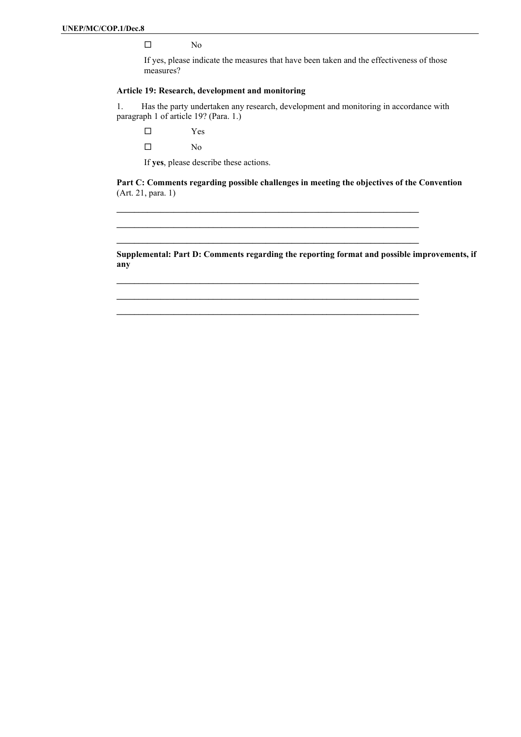☐ No

If yes, please indicate the measures that have been taken and the effectiveness of those measures?

**Article 19: Research, development and monitoring**

1. Has the party undertaken any research, development and monitoring in accordance with paragraph 1 of article 19? (Para. 1.)

☐ Yes

☐ No

If **yes**, please describe these actions.

**Part C: Comments regarding possible challenges in meeting the objectives of the Convention** (Art. 21, para. 1)

\_\_\_\_\_\_\_\_\_\_\_\_\_\_\_\_\_\_\_\_\_\_\_\_\_\_\_\_\_\_\_\_\_\_\_\_\_\_\_\_\_\_\_\_\_\_\_\_\_\_\_\_\_\_\_\_\_\_\_\_\_\_\_\_\_\_\_\_

\_\_\_\_\_\_\_\_\_\_\_\_\_\_\_\_\_\_\_\_\_\_\_\_\_\_\_\_\_\_\_\_\_\_\_\_\_\_\_\_\_\_\_\_\_\_\_\_\_\_\_\_\_\_\_\_\_\_\_\_\_\_\_\_\_\_\_\_

\_\_\_\_\_\_\_\_\_\_\_\_\_\_\_\_\_\_\_\_\_\_\_\_\_\_\_\_\_\_\_\_\_\_\_\_\_\_\_\_\_\_\_\_\_\_\_\_\_\_\_\_\_\_\_\_\_\_\_\_\_\_\_\_\_\_\_\_

**Supplemental: Part D: Comments regarding the reporting format and possible improvements, if any**

\_\_\_\_\_\_\_\_\_\_\_\_\_\_\_\_\_\_\_\_\_\_\_\_\_\_\_\_\_\_\_\_\_\_\_\_\_\_\_\_\_\_\_\_\_\_\_\_\_\_\_\_\_\_\_\_\_\_\_\_\_\_\_\_\_\_\_\_

\_\_\_\_\_\_\_\_\_\_\_\_\_\_\_\_\_\_\_\_\_\_\_\_\_\_\_\_\_\_\_\_\_\_\_\_\_\_\_\_\_\_\_\_\_\_\_\_\_\_\_\_\_\_\_\_\_\_\_\_\_\_\_\_\_\_\_\_

\_\_\_\_\_\_\_\_\_\_\_\_\_\_\_\_\_\_\_\_\_\_\_\_\_\_\_\_\_\_\_\_\_\_\_\_\_\_\_\_\_\_\_\_\_\_\_\_\_\_\_\_\_\_\_\_\_\_\_\_\_\_\_\_\_\_\_\_